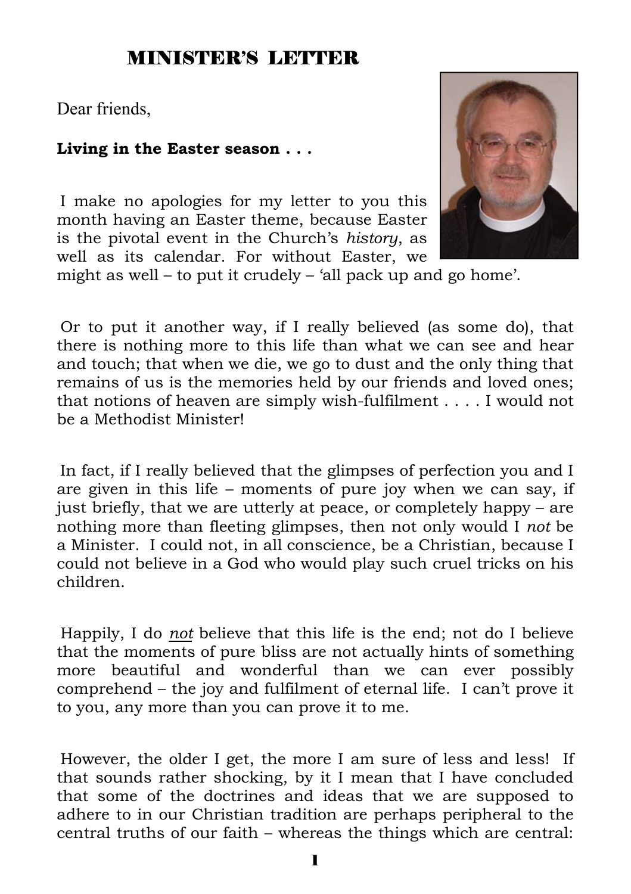# MINISTER'S LETTER

Dear friends,

**Living in the Easter season . . .**

I make no apologies for my letter to you this month having an Easter theme, because Easter is the pivotal event in the Church's *history*, as well as its calendar. For without Easter, we might as well – to put it crudely – 'all pack up and go home'.

Or to put it another way, if I really believed (as some do), that there is nothing more to this life than what we can see and hear and touch; that when we die, we go to dust and the only thing that remains of us is the memories held by our friends and loved ones; that notions of heaven are simply wish-fulfilment . . . . I would not be a Methodist Minister!

In fact, if I really believed that the glimpses of perfection you and I are given in this life – moments of pure joy when we can say, if just briefly, that we are utterly at peace, or completely happy – are nothing more than fleeting glimpses, then not only would I *not* be a Minister. I could not, in all conscience, be a Christian, because I could not believe in a God who would play such cruel tricks on his children.

Happily, I do *not* believe that this life is the end; not do I believe that the moments of pure bliss are not actually hints of something more beautiful and wonderful than we can ever possibly comprehend – the joy and fulfilment of eternal life. I can't prove it to you, any more than you can prove it to me.

However, the older I get, the more I am sure of less and less! If that sounds rather shocking, by it I mean that I have concluded that some of the doctrines and ideas that we are supposed to adhere to in our Christian tradition are perhaps peripheral to the central truths of our faith – whereas the things which are central: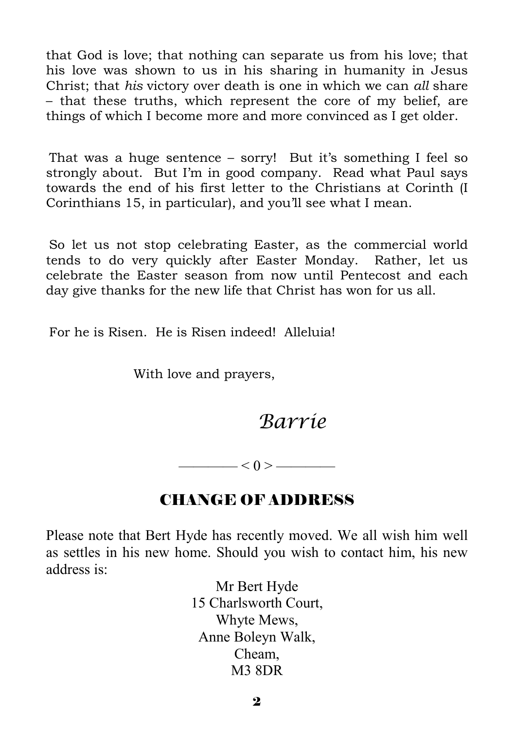that God is love; that nothing can separate us from his love; that his love was shown to us in his sharing in humanity in Jesus Christ; that *his* victory over death is one in which we can *all* share – that these truths, which represent the core of my belief, are things of which I become more and more convinced as I get older.

That was a huge sentence – sorry! But it's something I feel so strongly about. But I'm in good company. Read what Paul says towards the end of his first letter to the Christians at Corinth (I Corinthians 15, in particular), and you'll see what I mean.

So let us not stop celebrating Easter, as the commercial world tends to do very quickly after Easter Monday. Rather, let us celebrate the Easter season from now until Pentecost and each day give thanks for the new life that Christ has won for us all.

For he is Risen. He is Risen indeed! Alleluia!

With love and prayers,

*Barrie*

———— < 0 > ————

## CHANGE OF ADDRESS

Please note that Bert Hyde has recently moved. We all wish him well as settles in his new home. Should you wish to contact him, his new address is:

Mr Bert Hyde
15 Charlsworth Court,
Whyte Mews,
Anne Boleyn Walk,
Cheam,
M3 8DR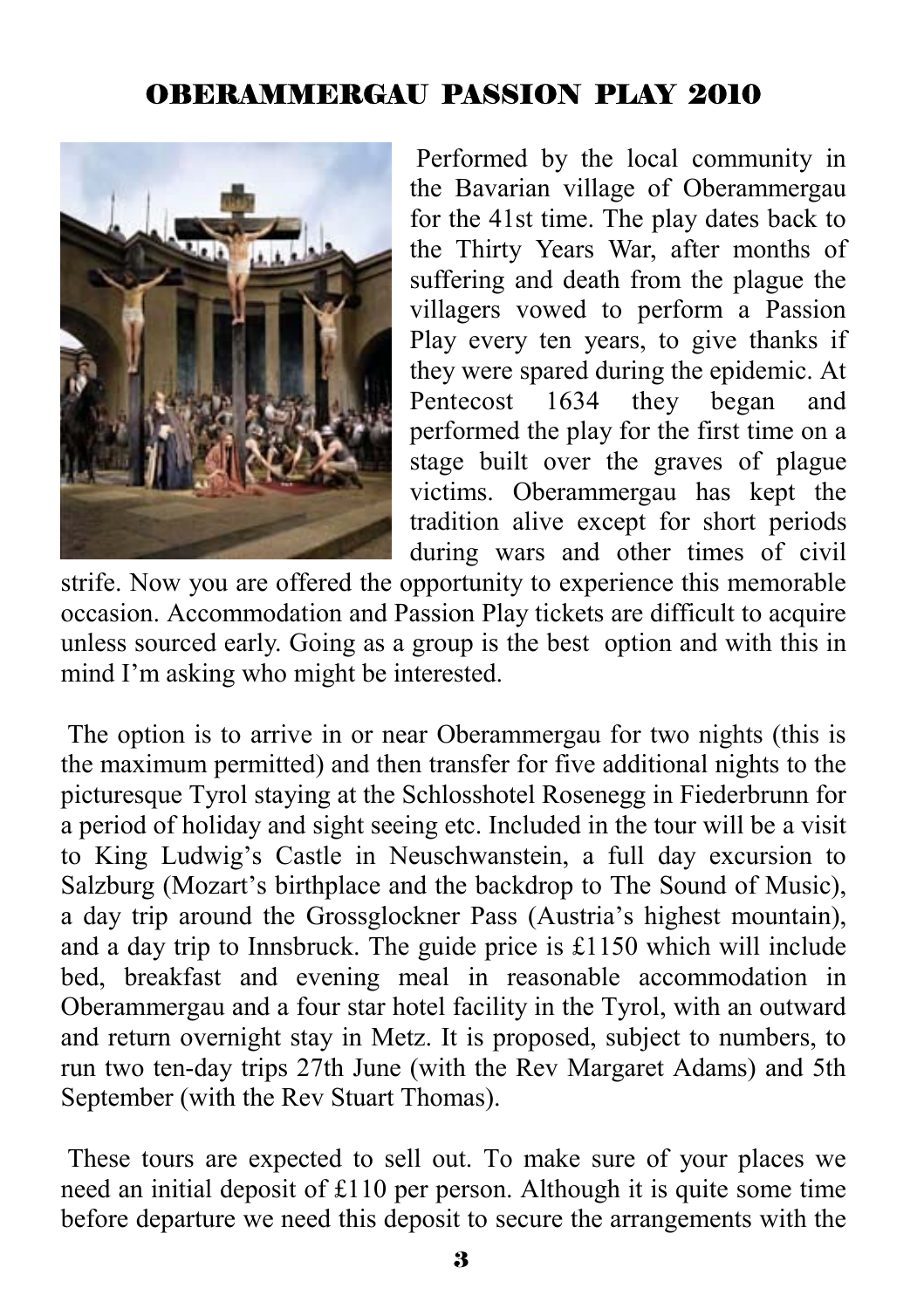# OBERAMMERGAU PASSION PLAY 2010

Performed by the local community in the Bavarian village of Oberammergau for the 41st time. The play dates back to the Thirty Years War, after months of suffering and death from the plague the villagers vowed to perform a Passion Play every ten years, to give thanks if they were spared during the epidemic. At Pentecost 1634 they began and performed the play for the first time on a stage built over the graves of plague victims. Oberammergau has kept the tradition alive except for short periods during wars and other times of civil strife. Now you are offered the opportunity to experience this memorable occasion. Accommodation and Passion Play tickets are difficult to acquire unless sourced early. Going as a group is the best option and with this in mind I'm asking who might be interested.

The option is to arrive in or near Oberammergau for two nights (this is the maximum permitted) and then transfer for five additional nights to the picturesque Tyrol staying at the Schlosshotel Rosenegg in Fiederbrunn for a period of holiday and sight seeing etc. Included in the tour will be a visit to King Ludwig's Castle in Neuschwanstein, a full day excursion to Salzburg (Mozart's birthplace and the backdrop to The Sound of Music), a day trip around the Grossglockner Pass (Austria's highest mountain), and a day trip to Innsbruck. The guide price is £1150 which will include bed, breakfast and evening meal in reasonable accommodation in Oberammergau and a four star hotel facility in the Tyrol, with an outward and return overnight stay in Metz. It is proposed, subject to numbers, to run two ten-day trips 27th June (with the Rev Margaret Adams) and 5th September (with the Rev Stuart Thomas).

These tours are expected to sell out. To make sure of your places we need an initial deposit of £110 per person. Although it is quite some time before departure we need this deposit to secure the arrangements with the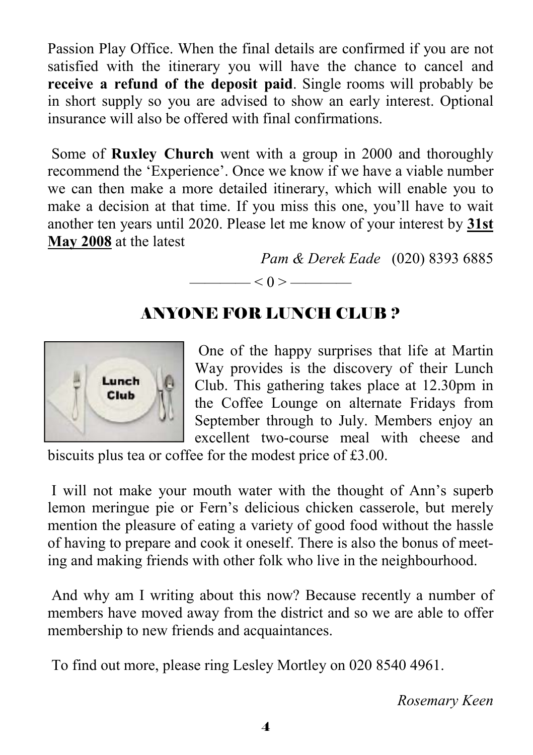Passion Play Office. When the final details are confirmed if you are not satisfied with the itinerary you will have the chance to cancel and **receive a refund of the deposit paid**. Single rooms will probably be in short supply so you are advised to show an early interest. Optional insurance will also be offered with final confirmations.

Some of **Ruxley Church** went with a group in 2000 and thoroughly recommend the 'Experience'. Once we know if we have a viable number we can then make a more detailed itinerary, which will enable you to make a decision at that time. If you miss this one, you'll have to wait another ten years until 2020. Please let me know of your interest by **31st May 2008** at the latest

*Pam & Derek Eade* (020) 8393 6885

———— < 0 > ————

## ANYONE FOR LUNCH CLUB ?

One of the happy surprises that life at Martin Way provides is the discovery of their Lunch Club. This gathering takes place at 12.30pm in the Coffee Lounge on alternate Fridays from September through to July. Members enjoy an excellent two-course meal with cheese and biscuits plus tea or coffee for the modest price of £3.00.

I will not make your mouth water with the thought of Ann's superb lemon meringue pie or Fern's delicious chicken casserole, but merely mention the pleasure of eating a variety of good food without the hassle of having to prepare and cook it oneself. There is also the bonus of meeting and making friends with other folk who live in the neighbourhood.

And why am I writing about this now? Because recently a number of members have moved away from the district and so we are able to offer membership to new friends and acquaintances.

To find out more, please ring Lesley Mortley on 020 8540 4961.

*Rosemary Keen*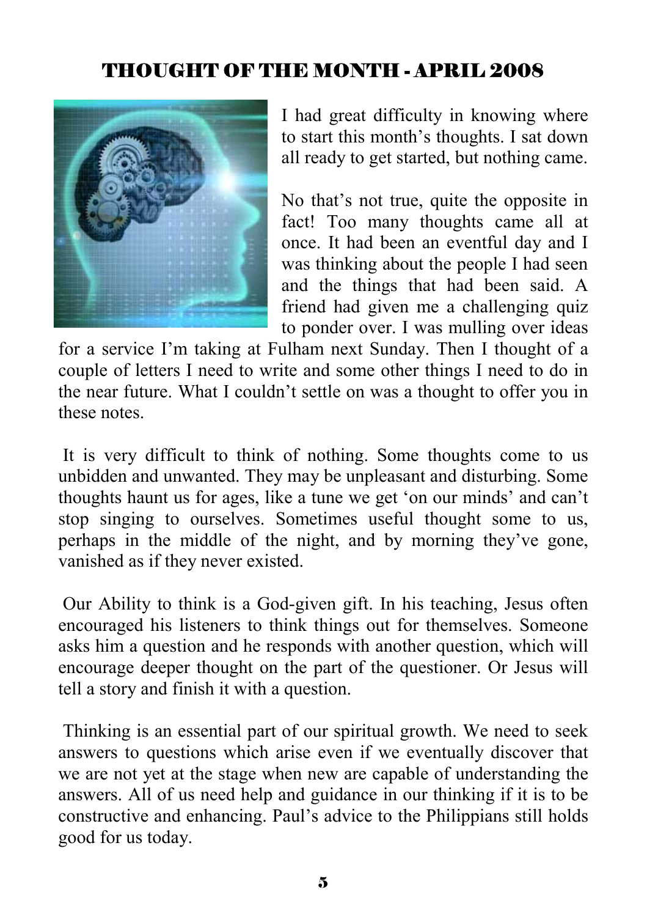## THOUGHT OF THE MONTH - APRIL 2008

I had great difficulty in knowing where to start this month's thoughts. I sat down all ready to get started, but nothing came.

No that's not true, quite the opposite in fact! Too many thoughts came all at once. It had been an eventful day and I was thinking about the people I had seen and the things that had been said. A friend had given me a challenging quiz to ponder over. I was mulling over ideas for a service I'm taking at Fulham next Sunday. Then I thought of a couple of letters I need to write and some other things I need to do in the near future. What I couldn't settle on was a thought to offer you in these notes.

It is very difficult to think of nothing. Some thoughts come to us unbidden and unwanted. They may be unpleasant and disturbing. Some thoughts haunt us for ages, like a tune we get 'on our minds' and can't stop singing to ourselves. Sometimes useful thought some to us, perhaps in the middle of the night, and by morning they've gone, vanished as if they never existed.

Our Ability to think is a God-given gift. In his teaching, Jesus often encouraged his listeners to think things out for themselves. Someone asks him a question and he responds with another question, which will encourage deeper thought on the part of the questioner. Or Jesus will tell a story and finish it with a question.

Thinking is an essential part of our spiritual growth. We need to seek answers to questions which arise even if we eventually discover that we are not yet at the stage when new are capable of understanding the answers. All of us need help and guidance in our thinking if it is to be constructive and enhancing. Paul's advice to the Philippians still holds good for us today.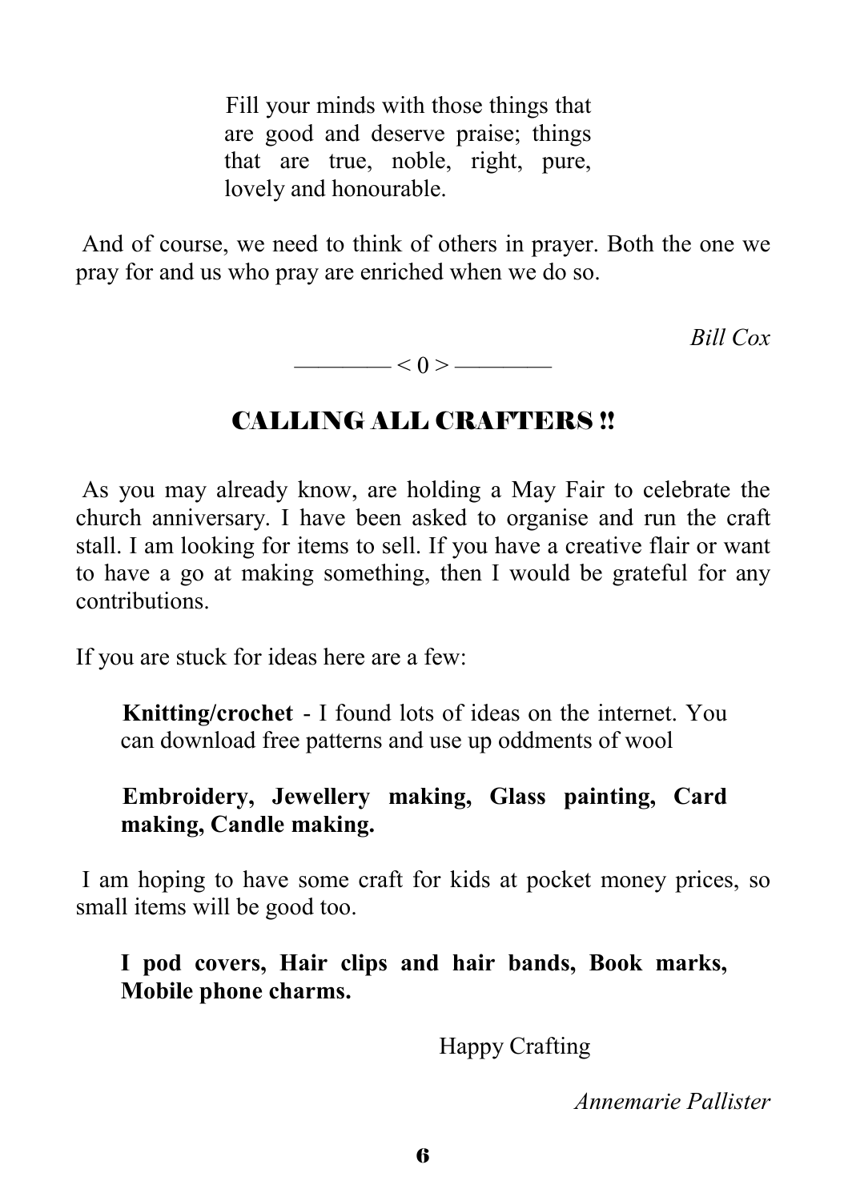> Fill your minds with those things that are good and deserve praise; things that are true, noble, right, pure, lovely and honourable.

And of course, we need to think of others in prayer. Both the one we pray for and us who pray are enriched when we do so.

*Bill Cox*

———— < 0 > ————

## CALLING ALL CRAFTERS !!

As you may already know, are holding a May Fair to celebrate the church anniversary. I have been asked to organise and run the craft stall. I am looking for items to sell. If you have a creative flair or want to have a go at making something, then I would be grateful for any contributions.

If you are stuck for ideas here are a few:

**Knitting/crochet** - I found lots of ideas on the internet. You can download free patterns and use up oddments of wool

**Embroidery, Jewellery making, Glass painting, Card making, Candle making.**

I am hoping to have some craft for kids at pocket money prices, so small items will be good too.

**I pod covers, Hair clips and hair bands, Book marks, Mobile phone charms.**

Happy Crafting

*Annemarie Pallister*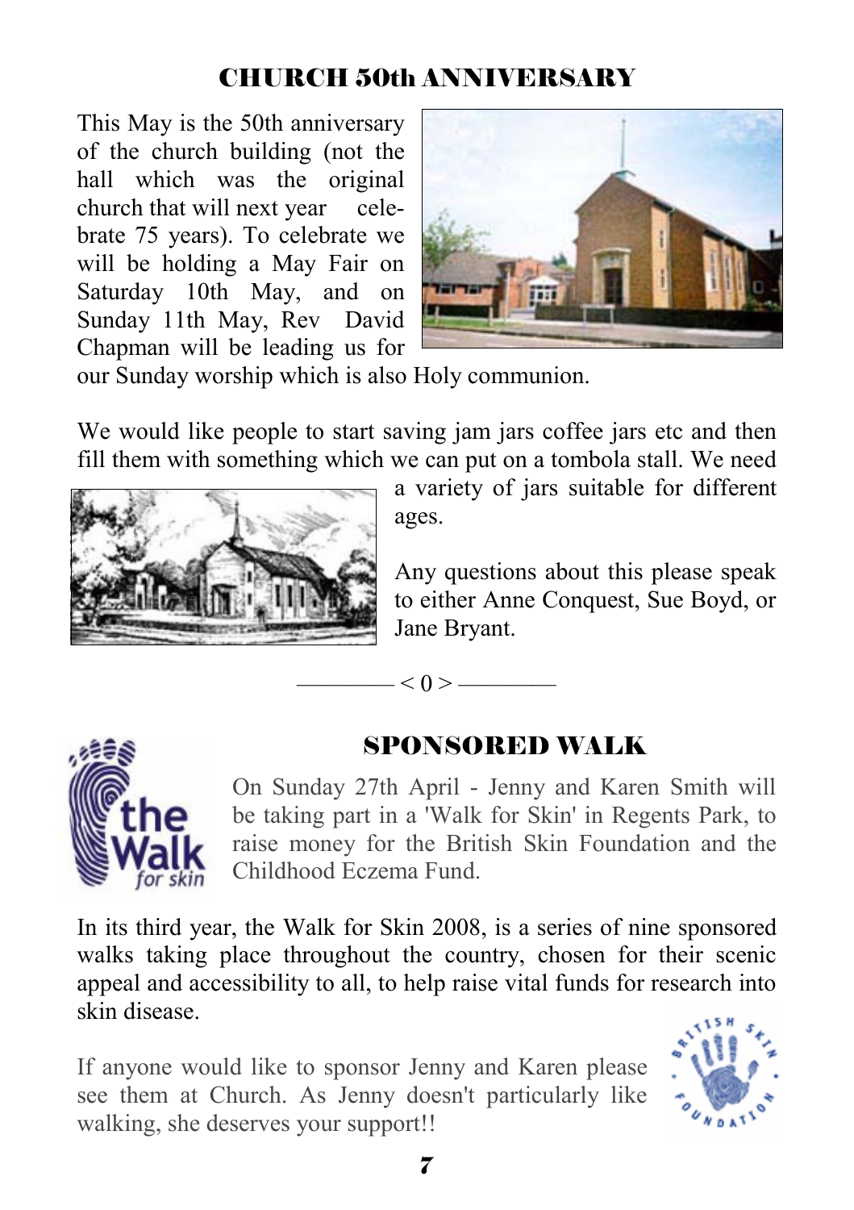## CHURCH 50th ANNIVERSARY

This May is the 50th anniversary of the church building (not the hall which was the original church that will next year celebrate 75 years). To celebrate we will be holding a May Fair on Saturday 10th May, and on Sunday 11th May, Rev David Chapman will be leading us for our Sunday worship which is also Holy communion.

We would like people to start saving jam jars coffee jars etc and then fill them with something which we can put on a tombola stall. We need a variety of jars suitable for different ages.

Any questions about this please speak to either Anne Conquest, Sue Boyd, or Jane Bryant.

———— < 0 > ————

## SPONSORED WALK

On Sunday 27th April - Jenny and Karen Smith will be taking part in a 'Walk for Skin' in Regents Park, to raise money for the British Skin Foundation and the Childhood Eczema Fund.

In its third year, the Walk for Skin 2008, is a series of nine sponsored walks taking place throughout the country, chosen for their scenic appeal and accessibility to all, to help raise vital funds for research into skin disease.

If anyone would like to sponsor Jenny and Karen please see them at Church. As Jenny doesn't particularly like walking, she deserves your support!!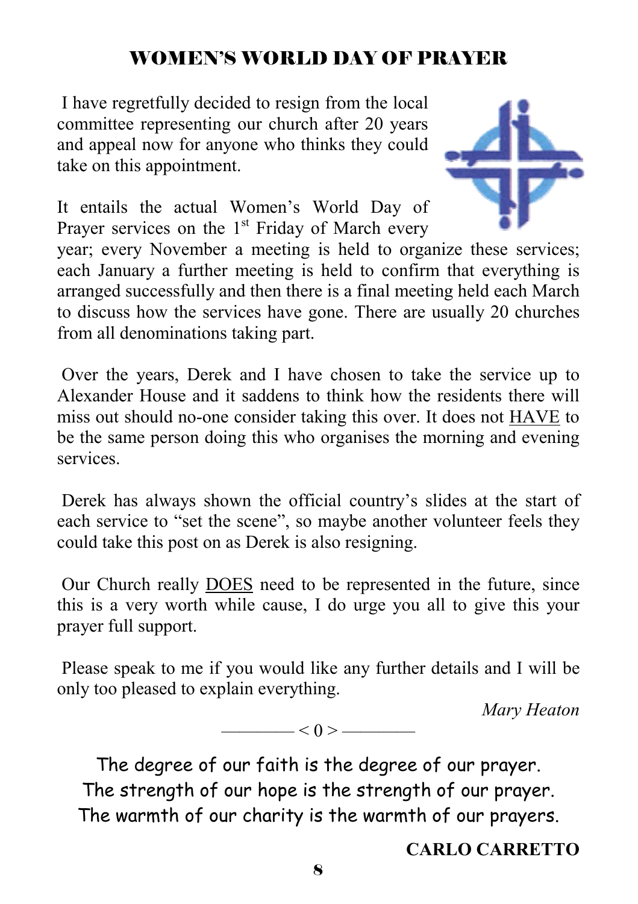# WOMEN'S WORLD DAY OF PRAYER

I have regretfully decided to resign from the local committee representing our church after 20 years and appeal now for anyone who thinks they could take on this appointment.

It entails the actual Women's World Day of Prayer services on the 1st Friday of March every year; every November a meeting is held to organize these services; each January a further meeting is held to confirm that everything is arranged successfully and then there is a final meeting held each March to discuss how the services have gone. There are usually 20 churches from all denominations taking part.

Over the years, Derek and I have chosen to take the service up to Alexander House and it saddens to think how the residents there will miss out should no-one consider taking this over. It does not HAVE to be the same person doing this who organises the morning and evening services.

Derek has always shown the official country's slides at the start of each service to "set the scene", so maybe another volunteer feels they could take this post on as Derek is also resigning.

Our Church really DOES need to be represented in the future, since this is a very worth while cause, I do urge you all to give this your prayer full support.

Please speak to me if you would like any further details and I will be only too pleased to explain everything.

*Mary Heaton*

———— < 0 > ————

The degree of our faith is the degree of our prayer.
The strength of our hope is the strength of our prayer.
The warmth of our charity is the warmth of our prayers.

**CARLO CARRETTO**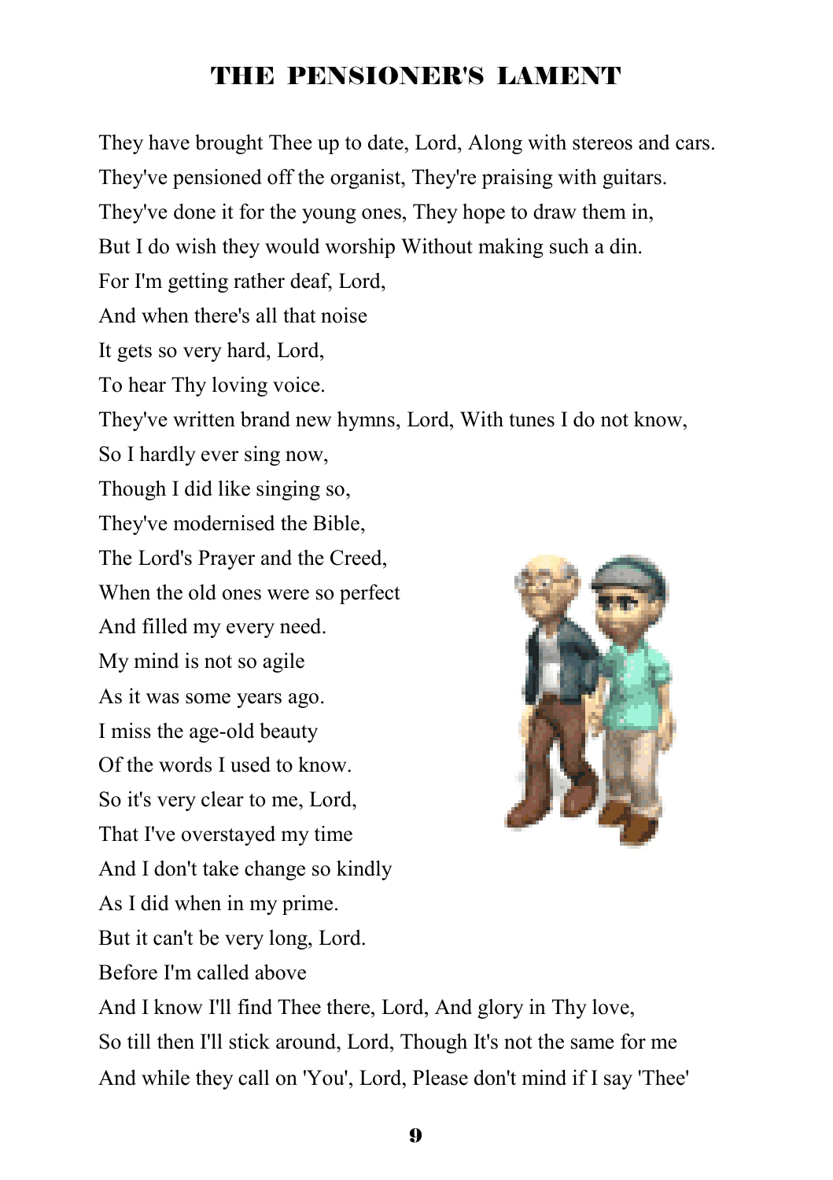# THE PENSIONER'S LAMENT

They have brought Thee up to date, Lord, Along with stereos and cars.  
They've pensioned off the organist, They're praising with guitars.  
They've done it for the young ones, They hope to draw them in,  
But I do wish they would worship Without making such a din.  
For I'm getting rather deaf, Lord,  
And when there's all that noise  
It gets so very hard, Lord,  
To hear Thy loving voice.  
They've written brand new hymns, Lord, With tunes I do not know,  
So I hardly ever sing now,  
Though I did like singing so,  
They've modernised the Bible,  
The Lord's Prayer and the Creed,  
When the old ones were so perfect  
And filled my every need.  
My mind is not so agile  
As it was some years ago.  
I miss the age-old beauty  
Of the words I used to know.  
So it's very clear to me, Lord,  
That I've overstayed my time  
And I don't take change so kindly  
As I did when in my prime.  
But it can't be very long, Lord.  
Before I'm called above  
And I know I'll find Thee there, Lord, And glory in Thy love,  
So till then I'll stick around, Lord, Though It's not the same for me  
And while they call on 'You', Lord, Please don't mind if I say 'Thee'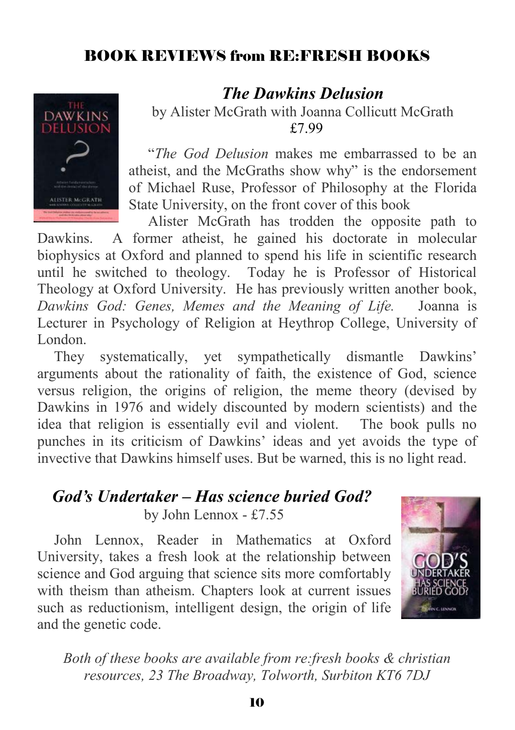## BOOK REVIEWS from RE:FRESH BOOKS

### *The Dawkins Delusion*

by Alister McGrath with Joanna Collicutt McGrath
£7.99

"*The God Delusion* makes me embarrassed to be an atheist, and the McGraths show why" is the endorsement of Michael Ruse, Professor of Philosophy at the Florida State University, on the front cover of this book

Alister McGrath has trodden the opposite path to Dawkins. A former atheist, he gained his doctorate in molecular biophysics at Oxford and planned to spend his life in scientific research until he switched to theology. Today he is Professor of Historical Theology at Oxford University. He has previously written another book, *Dawkins God: Genes, Memes and the Meaning of Life.* Joanna is Lecturer in Psychology of Religion at Heythrop College, University of London.

They systematically, yet sympathetically dismantle Dawkins' arguments about the rationality of faith, the existence of God, science versus religion, the origins of religion, the meme theory (devised by Dawkins in 1976 and widely discounted by modern scientists) and the idea that religion is essentially evil and violent. The book pulls no punches in its criticism of Dawkins' ideas and yet avoids the type of invective that Dawkins himself uses. But be warned, this is no light read.

### *God's Undertaker – Has science buried God?*

by John Lennox - £7.55

John Lennox, Reader in Mathematics at Oxford University, takes a fresh look at the relationship between science and God arguing that science sits more comfortably with theism than atheism. Chapters look at current issues such as reductionism, intelligent design, the origin of life and the genetic code.

*Both of these books are available from re:fresh books & christian resources, 23 The Broadway, Tolworth, Surbiton KT6 7DJ*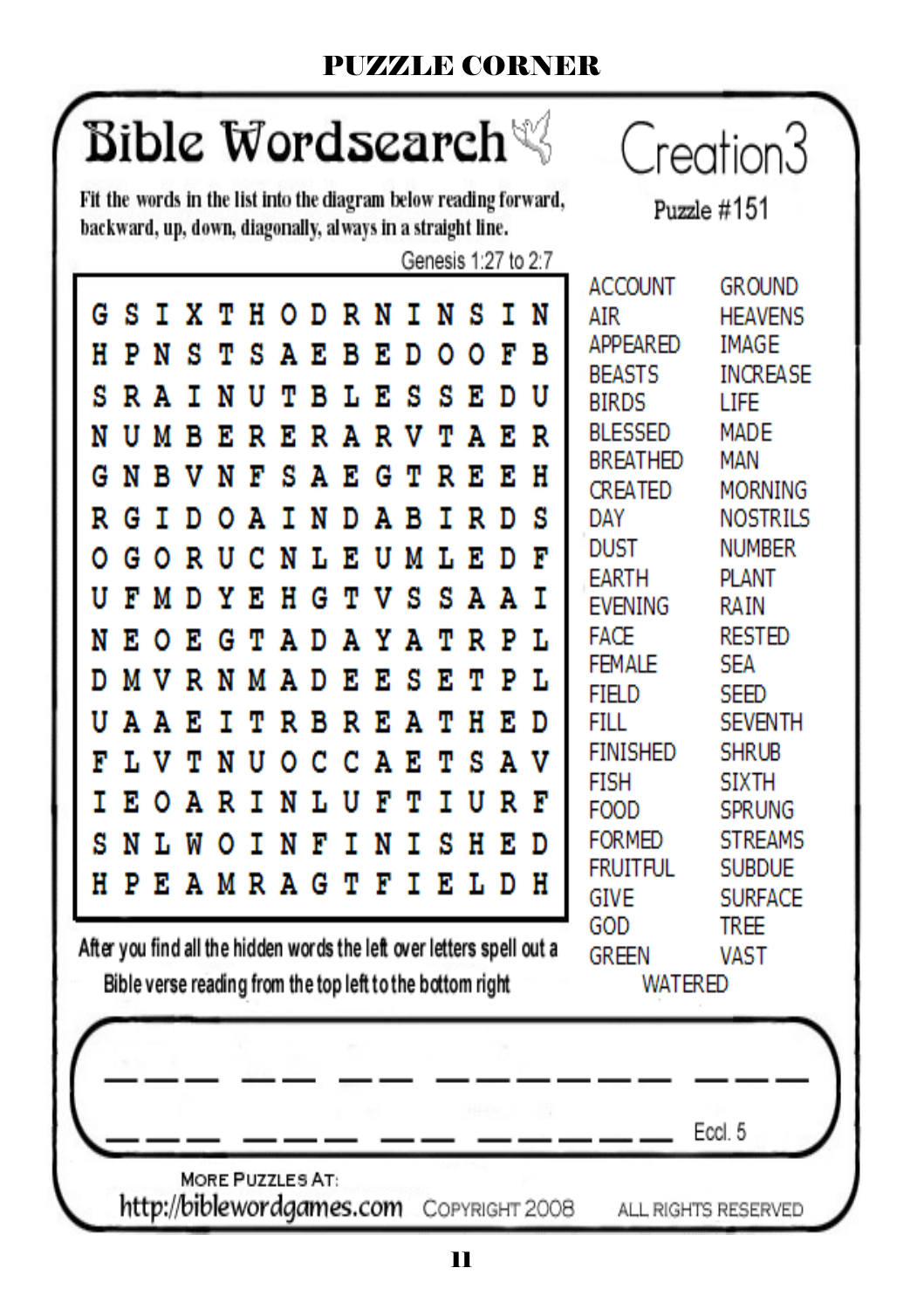# PUZZLE CORNER

## Bible Wordsearch

### Creation3

Puzzle #151

Fit the words in the list into the diagram below reading forward, backward, up, down, diagonally, always in a straight line.

Genesis 1:27 to 2:7

```
G S I X T H O D R N I N S I N
H P N S T S A E B E D O O F B
S R A I N U T B L E S S E D U
N U M B E R E R A R V T A E R
G N B V N F S A E G T R E E H
R G I D O A I N D A B I R D S
O G O R U C N L E U M L E D F
U F M D Y E H G T V S S A A I
N E O E G T A D A Y A T R P L
D M V R N M A D E E S E T P L
U A A E I T R B R E A T H E D
F L V T N U O C C A E T S A V
I E O A R I N L U F T I U R F
S N L W O I N F I N I S H E D
H P E A M R A G T F I E L D H
```

ACCOUNT, AIR, APPEARED, BEASTS, BIRDS, BLESSED, BREATHED, CREATED, DAY, DUST, EARTH, EVENING, FACE, FEMALE, FIELD, FILL, FINISHED, FISH, FOOD, FORMED, FRUITFUL, GIVE, GOD, GREEN, GROUND, HEAVENS, IMAGE, INCREASE, LIFE, MADE, MAN, MORNING, NOSTRILS, NUMBER, PLANT, RAIN, RESTED, SEA, SEED, SEVENTH, SHRUB, SIXTH, SPRUNG, STREAMS, SUBDUE, SURFACE, TREE, VAST, WATERED

After you find all the hidden words the left over letters spell out a Bible verse reading from the top left to the bottom right

___ __ __ ________ ___

___ ____ __ _______ Eccl. 5

MORE PUZZLES AT: http://biblewordgames.com COPYRIGHT 2008 ALL RIGHTS RESERVED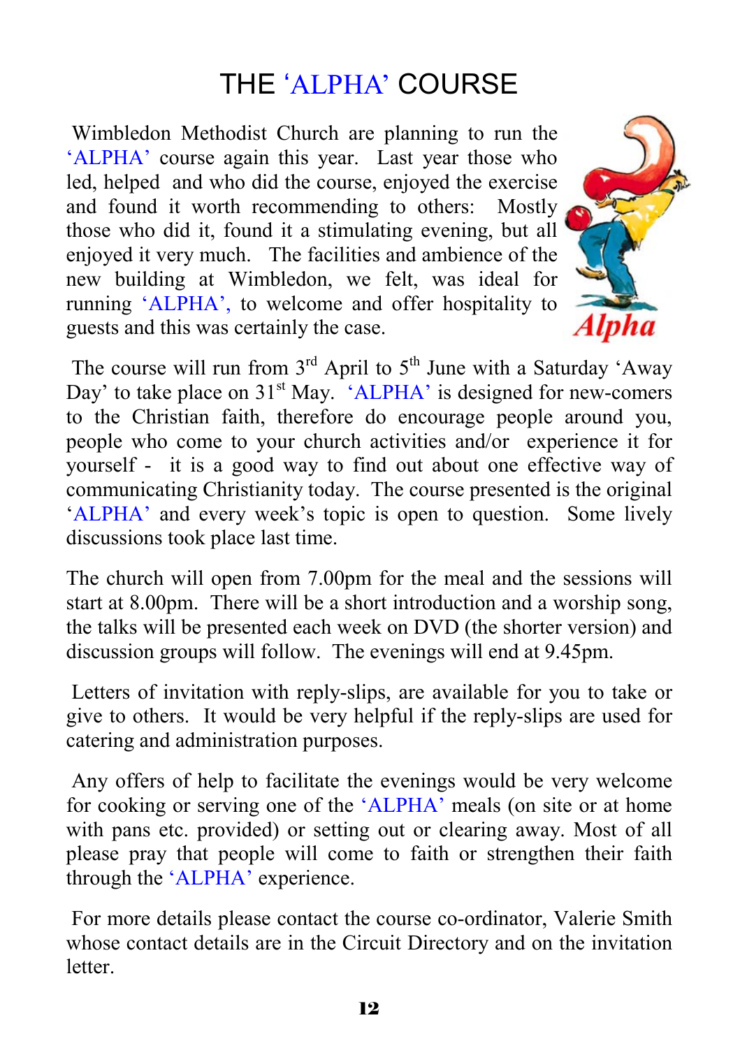# THE 'ALPHA' COURSE

Wimbledon Methodist Church are planning to run the 'ALPHA' course again this year. Last year those who led, helped and who did the course, enjoyed the exercise and found it worth recommending to others: Mostly those who did it, found it a stimulating evening, but all enjoyed it very much. The facilities and ambience of the new building at Wimbledon, we felt, was ideal for running 'ALPHA', to welcome and offer hospitality to guests and this was certainly the case.

The course will run from 3rd April to 5th June with a Saturday 'Away Day' to take place on 31st May. 'ALPHA' is designed for new-comers to the Christian faith, therefore do encourage people around you, people who come to your church activities and/or experience it for yourself - it is a good way to find out about one effective way of communicating Christianity today. The course presented is the original 'ALPHA' and every week's topic is open to question. Some lively discussions took place last time.

The church will open from 7.00pm for the meal and the sessions will start at 8.00pm. There will be a short introduction and a worship song, the talks will be presented each week on DVD (the shorter version) and discussion groups will follow. The evenings will end at 9.45pm.

Letters of invitation with reply-slips, are available for you to take or give to others. It would be very helpful if the reply-slips are used for catering and administration purposes.

Any offers of help to facilitate the evenings would be very welcome for cooking or serving one of the 'ALPHA' meals (on site or at home with pans etc. provided) or setting out or clearing away. Most of all please pray that people will come to faith or strengthen their faith through the 'ALPHA' experience.

For more details please contact the course co-ordinator, Valerie Smith whose contact details are in the Circuit Directory and on the invitation letter.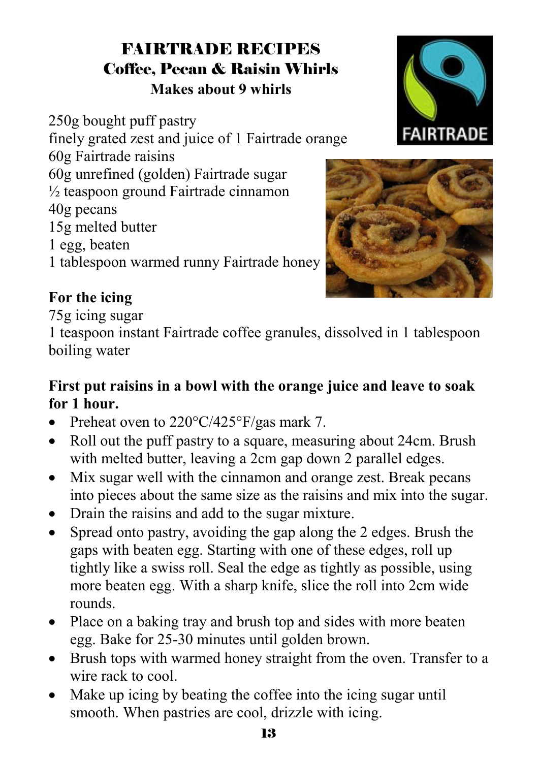# FAIRTRADE RECIPES

## Coffee, Pecan & Raisin Whirls

### Makes about 9 whirls

250g bought puff pastry
finely grated zest and juice of 1 Fairtrade orange
60g Fairtrade raisins
60g unrefined (golden) Fairtrade sugar
½ teaspoon ground Fairtrade cinnamon
40g pecans
15g melted butter
1 egg, beaten
1 tablespoon warmed runny Fairtrade honey

**For the icing**

75g icing sugar
1 teaspoon instant Fairtrade coffee granules, dissolved in 1 tablespoon boiling water

**First put raisins in a bowl with the orange juice and leave to soak for 1 hour.**

- Preheat oven to 220°C/425°F/gas mark 7.
- Roll out the puff pastry to a square, measuring about 24cm. Brush with melted butter, leaving a 2cm gap down 2 parallel edges.
- Mix sugar well with the cinnamon and orange zest. Break pecans into pieces about the same size as the raisins and mix into the sugar.
- Drain the raisins and add to the sugar mixture.
- Spread onto pastry, avoiding the gap along the 2 edges. Brush the gaps with beaten egg. Starting with one of these edges, roll up tightly like a swiss roll. Seal the edge as tightly as possible, using more beaten egg. With a sharp knife, slice the roll into 2cm wide rounds.
- Place on a baking tray and brush top and sides with more beaten egg. Bake for 25-30 minutes until golden brown.
- Brush tops with warmed honey straight from the oven. Transfer to a wire rack to cool.
- Make up icing by beating the coffee into the icing sugar until smooth. When pastries are cool, drizzle with icing.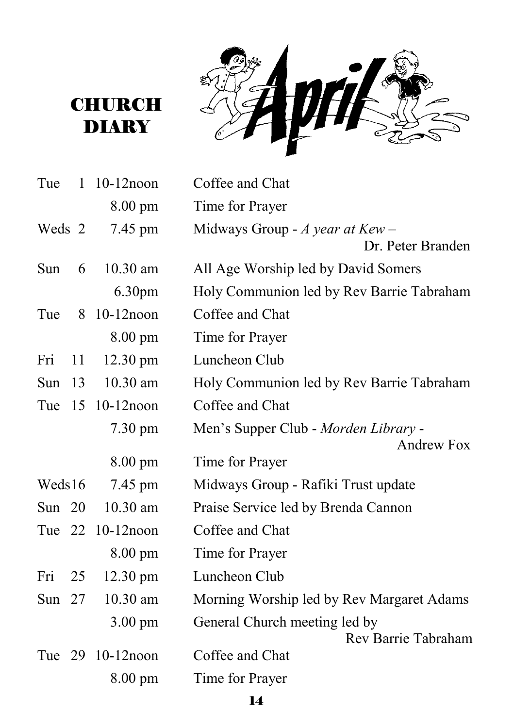# CHURCH DIARY

# April

| Day | Date | Time | Event |
|---|---|---|---|
| Tue | 1 | 10-12noon | Coffee and Chat |
| | | 8.00 pm | Time for Prayer |
| Weds | 2 | 7.45 pm | Midways Group - *A year at Kew* – Dr. Peter Branden |
| Sun | 6 | 10.30 am | All Age Worship led by David Somers |
| | | 6.30pm | Holy Communion led by Rev Barrie Tabraham |
| Tue | 8 | 10-12noon | Coffee and Chat |
| | | 8.00 pm | Time for Prayer |
| Fri | 11 | 12.30 pm | Luncheon Club |
| Sun | 13 | 10.30 am | Holy Communion led by Rev Barrie Tabraham |
| Tue | 15 | 10-12noon | Coffee and Chat |
| | | 7.30 pm | Men's Supper Club - *Morden Library* - Andrew Fox |
| | | 8.00 pm | Time for Prayer |
| Weds | 16 | 7.45 pm | Midways Group - Rafiki Trust update |
| Sun | 20 | 10.30 am | Praise Service led by Brenda Cannon |
| Tue | 22 | 10-12noon | Coffee and Chat |
| | | 8.00 pm | Time for Prayer |
| Fri | 25 | 12.30 pm | Luncheon Club |
| Sun | 27 | 10.30 am | Morning Worship led by Rev Margaret Adams |
| | | 3.00 pm | General Church meeting led by Rev Barrie Tabraham |
| Tue | 29 | 10-12noon | Coffee and Chat |
| | | 8.00 pm | Time for Prayer |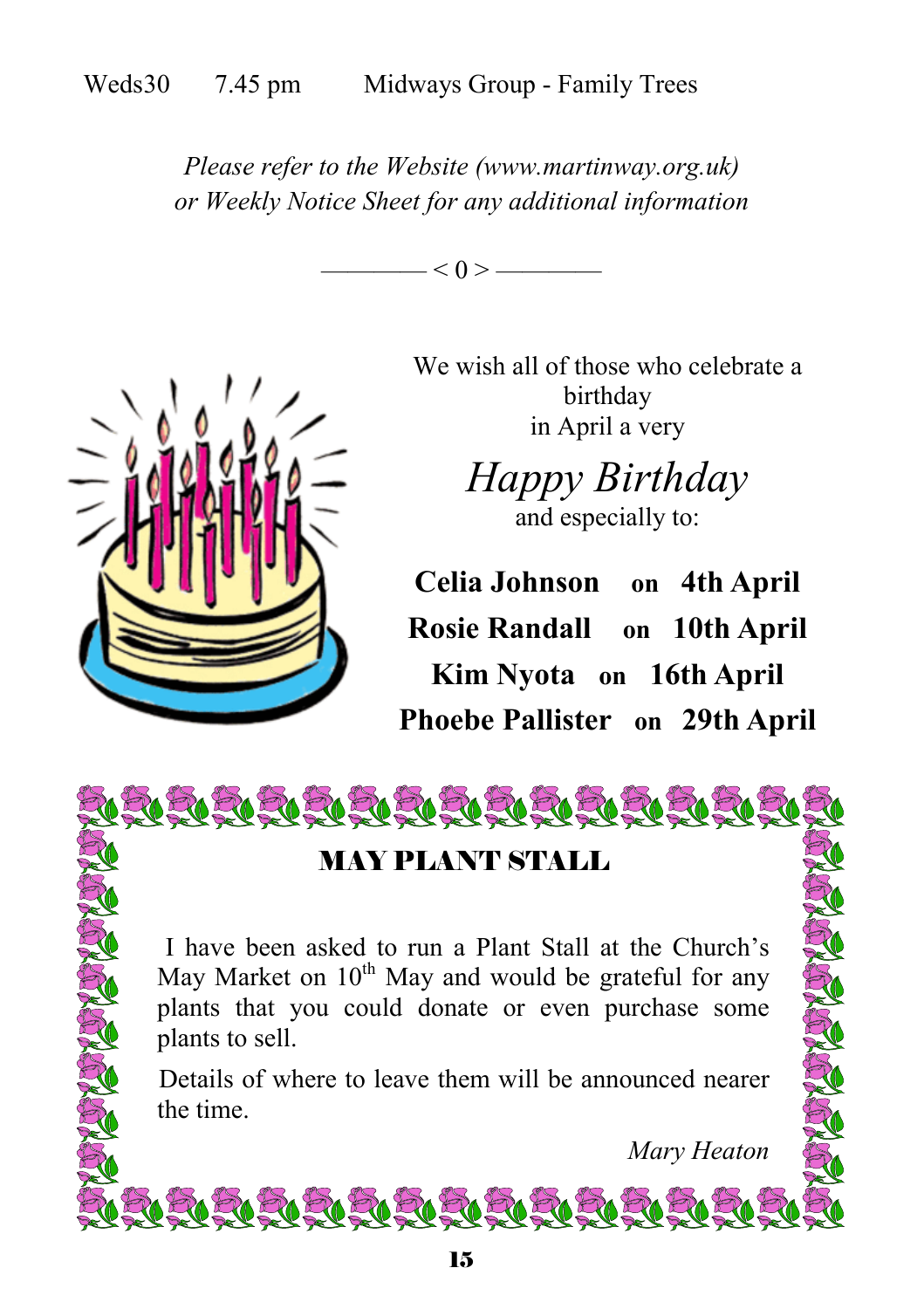Weds30 7.45 pm Midways Group - Family Trees

*Please refer to the Website (www.martinway.org.uk) or Weekly Notice Sheet for any additional information*

———— < 0 > ————

We wish all of those who celebrate a birthday in April a very

*Happy Birthday*

and especially to:

**Celia Johnson** on **4th April**
**Rosie Randall** on **10th April**
**Kim Nyota** on **16th April**
**Phoebe Pallister** on **29th April**

## MAY PLANT STALL

I have been asked to run a Plant Stall at the Church's May Market on 10th May and would be grateful for any plants that you could donate or even purchase some plants to sell.

Details of where to leave them will be announced nearer the time.

*Mary Heaton*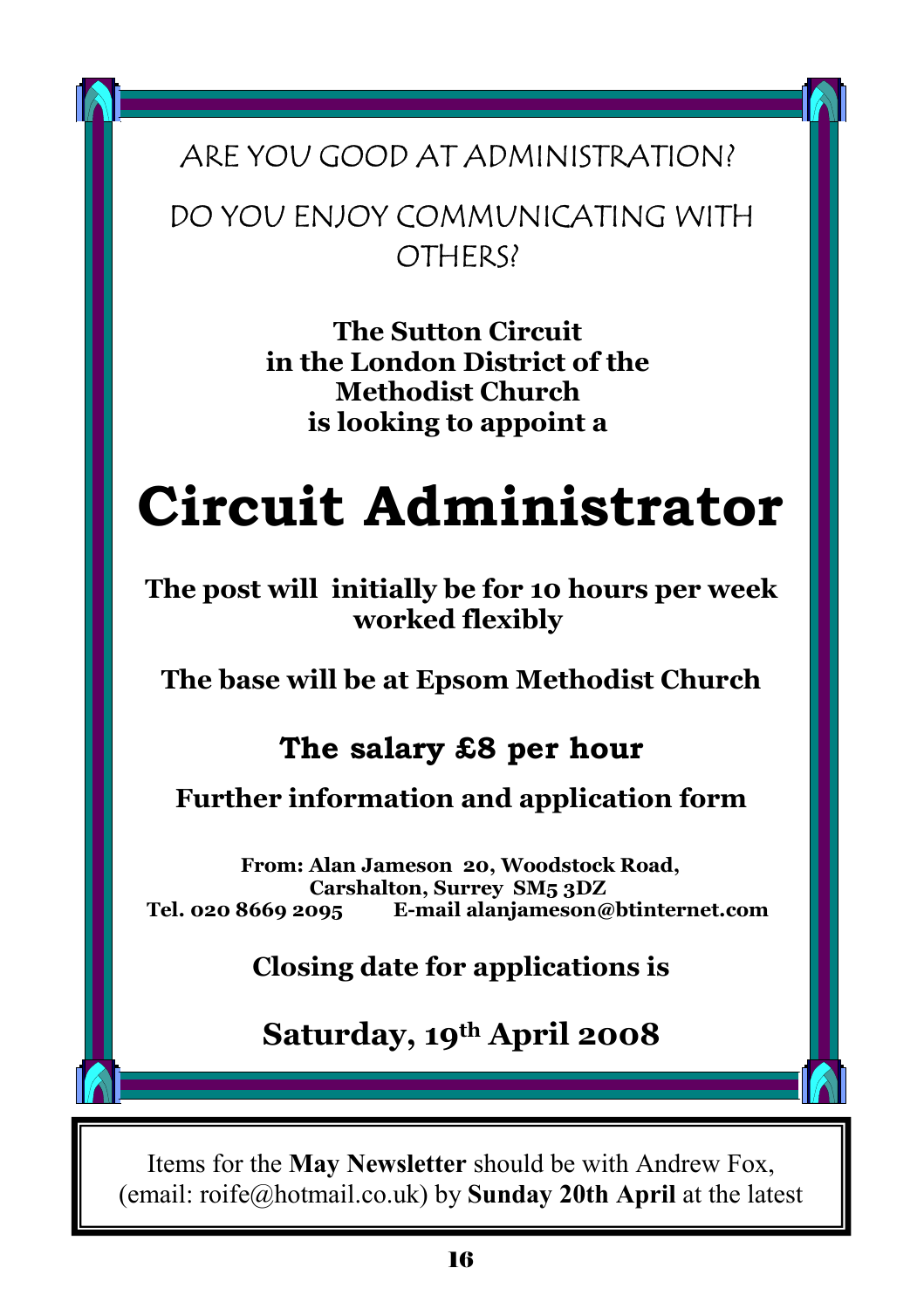ARE YOU GOOD AT ADMINISTRATION?

DO YOU ENJOY COMMUNICATING WITH OTHERS?

**The Sutton Circuit in the London District of the Methodist Church is looking to appoint a**

# Circuit Administrator

**The post will initially be for 10 hours per week worked flexibly**

**The base will be at Epsom Methodist Church**

**The salary £8 per hour**

**Further information and application form**

**From: Alan Jameson 20, Woodstock Road, Carshalton, Surrey SM5 3DZ**
**Tel. 020 8669 2095 E-mail alanjameson@btinternet.com**

**Closing date for applications is**

**Saturday, 19th April 2008**

Items for the **May Newsletter** should be with Andrew Fox, (email: roife@hotmail.co.uk) by **Sunday 20th April** at the latest